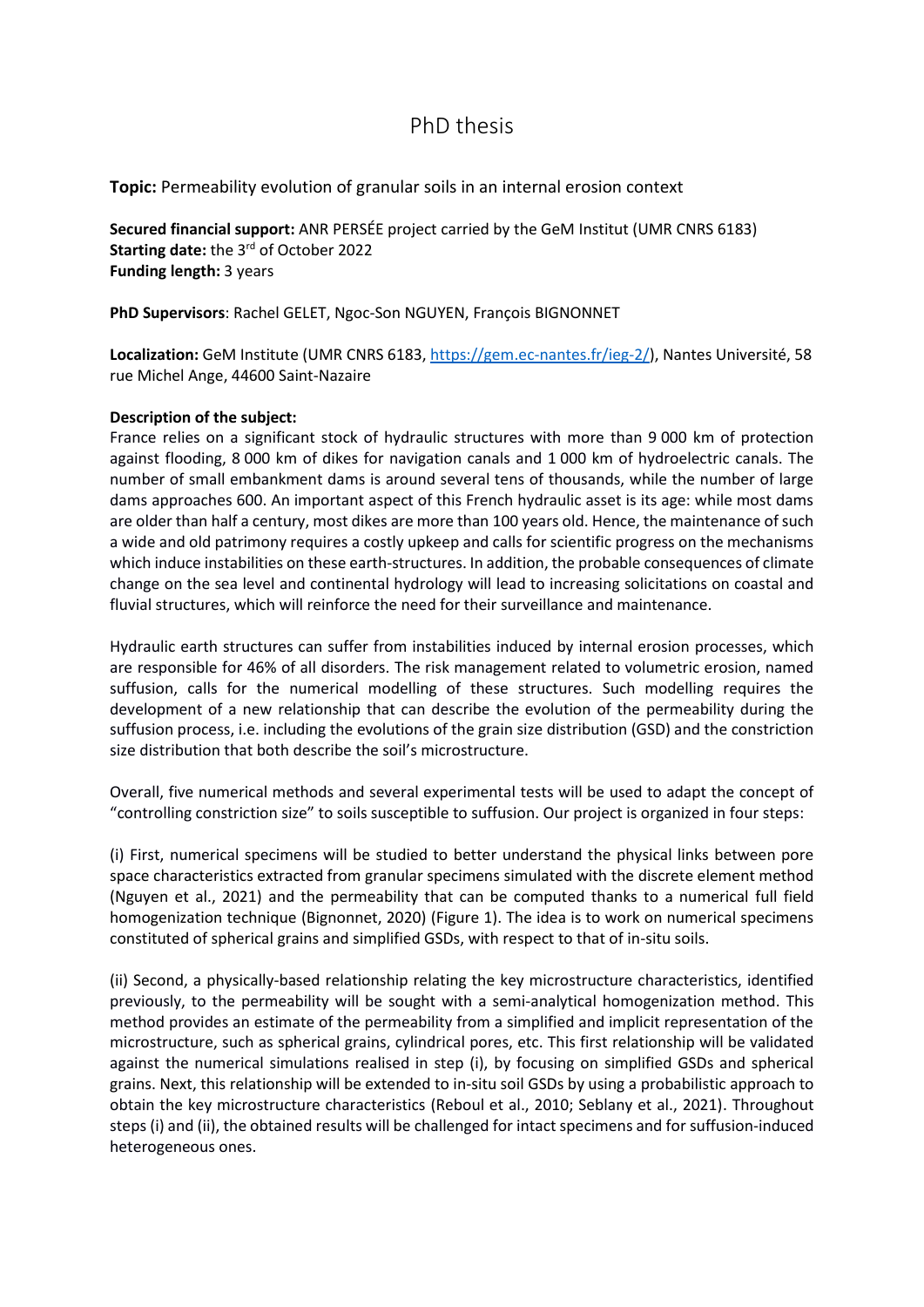# PhD thesis

**Topic:** Permeability evolution of granular soils in an internal erosion context

**Secured financial support:** ANR PERSÉE project carried by the GeM Institut (UMR CNRS 6183)
**Starting date:** the 3rd of October 2022
**Funding length:** 3 years

**PhD Supervisors**: Rachel GELET, Ngoc-Son NGUYEN, François BIGNONNET

**Localization:** GeM Institute (UMR CNRS 6183, https://gem.ec-nantes.fr/ieg-2/), Nantes Université, 58 rue Michel Ange, 44600 Saint-Nazaire

**Description of the subject:**
France relies on a significant stock of hydraulic structures with more than 9 000 km of protection against flooding, 8 000 km of dikes for navigation canals and 1 000 km of hydroelectric canals. The number of small embankment dams is around several tens of thousands, while the number of large dams approaches 600. An important aspect of this French hydraulic asset is its age: while most dams are older than half a century, most dikes are more than 100 years old. Hence, the maintenance of such a wide and old patrimony requires a costly upkeep and calls for scientific progress on the mechanisms which induce instabilities on these earth-structures. In addition, the probable consequences of climate change on the sea level and continental hydrology will lead to increasing solicitations on coastal and fluvial structures, which will reinforce the need for their surveillance and maintenance.

Hydraulic earth structures can suffer from instabilities induced by internal erosion processes, which are responsible for 46% of all disorders. The risk management related to volumetric erosion, named suffusion, calls for the numerical modelling of these structures. Such modelling requires the development of a new relationship that can describe the evolution of the permeability during the suffusion process, i.e. including the evolutions of the grain size distribution (GSD) and the constriction size distribution that both describe the soil's microstructure.

Overall, five numerical methods and several experimental tests will be used to adapt the concept of "controlling constriction size" to soils susceptible to suffusion. Our project is organized in four steps:

(i) First, numerical specimens will be studied to better understand the physical links between pore space characteristics extracted from granular specimens simulated with the discrete element method (Nguyen et al., 2021) and the permeability that can be computed thanks to a numerical full field homogenization technique (Bignonnet, 2020) (Figure 1). The idea is to work on numerical specimens constituted of spherical grains and simplified GSDs, with respect to that of in-situ soils.

(ii) Second, a physically-based relationship relating the key microstructure characteristics, identified previously, to the permeability will be sought with a semi-analytical homogenization method. This method provides an estimate of the permeability from a simplified and implicit representation of the microstructure, such as spherical grains, cylindrical pores, etc. This first relationship will be validated against the numerical simulations realised in step (i), by focusing on simplified GSDs and spherical grains. Next, this relationship will be extended to in-situ soil GSDs by using a probabilistic approach to obtain the key microstructure characteristics (Reboul et al., 2010; Seblany et al., 2021). Throughout steps (i) and (ii), the obtained results will be challenged for intact specimens and for suffusion-induced heterogeneous ones.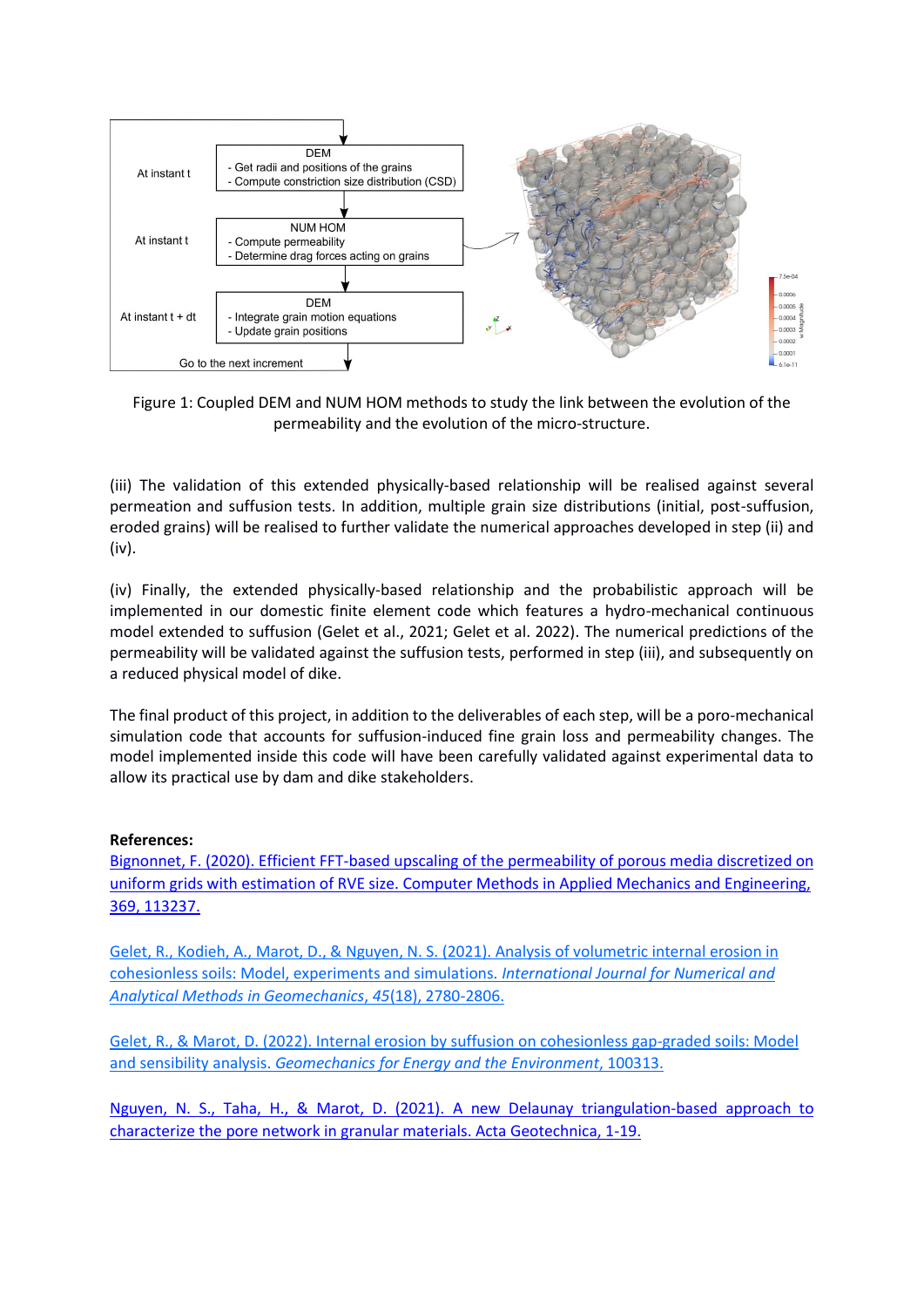| At instant t | DEM<br>- Get radii and positions of the grains<br>- Compute constriction size distribution (CSD) |
|---|---|
| At instant t | NUM HOM<br>- Compute permeability<br>- Determine drag forces acting on grains |
| At instant t + dt | DEM<br>- Integrate grain motion equations<br>- Update grain positions |
| Go to the next increment | |

Figure 1: Coupled DEM and NUM HOM methods to study the link between the evolution of the permeability and the evolution of the micro-structure.

(iii) The validation of this extended physically-based relationship will be realised against several permeation and suffusion tests. In addition, multiple grain size distributions (initial, post-suffusion, eroded grains) will be realised to further validate the numerical approaches developed in step (ii) and (iv).

(iv) Finally, the extended physically-based relationship and the probabilistic approach will be implemented in our domestic finite element code which features a hydro-mechanical continuous model extended to suffusion (Gelet et al., 2021; Gelet et al. 2022). The numerical predictions of the permeability will be validated against the suffusion tests, performed in step (iii), and subsequently on a reduced physical model of dike.

The final product of this project, in addition to the deliverables of each step, will be a poro-mechanical simulation code that accounts for suffusion-induced fine grain loss and permeability changes. The model implemented inside this code will have been carefully validated against experimental data to allow its practical use by dam and dike stakeholders.

**References:**

Bignonnet, F. (2020). Efficient FFT-based upscaling of the permeability of porous media discretized on uniform grids with estimation of RVE size. Computer Methods in Applied Mechanics and Engineering, 369, 113237.

Gelet, R., Kodieh, A., Marot, D., & Nguyen, N. S. (2021). Analysis of volumetric internal erosion in cohesionless soils: Model, experiments and simulations. *International Journal for Numerical and Analytical Methods in Geomechanics*, *45*(18), 2780-2806.

Gelet, R., & Marot, D. (2022). Internal erosion by suffusion on cohesionless gap-graded soils: Model and sensibility analysis. *Geomechanics for Energy and the Environment*, 100313.

Nguyen, N. S., Taha, H., & Marot, D. (2021). A new Delaunay triangulation-based approach to characterize the pore network in granular materials. Acta Geotechnica, 1-19.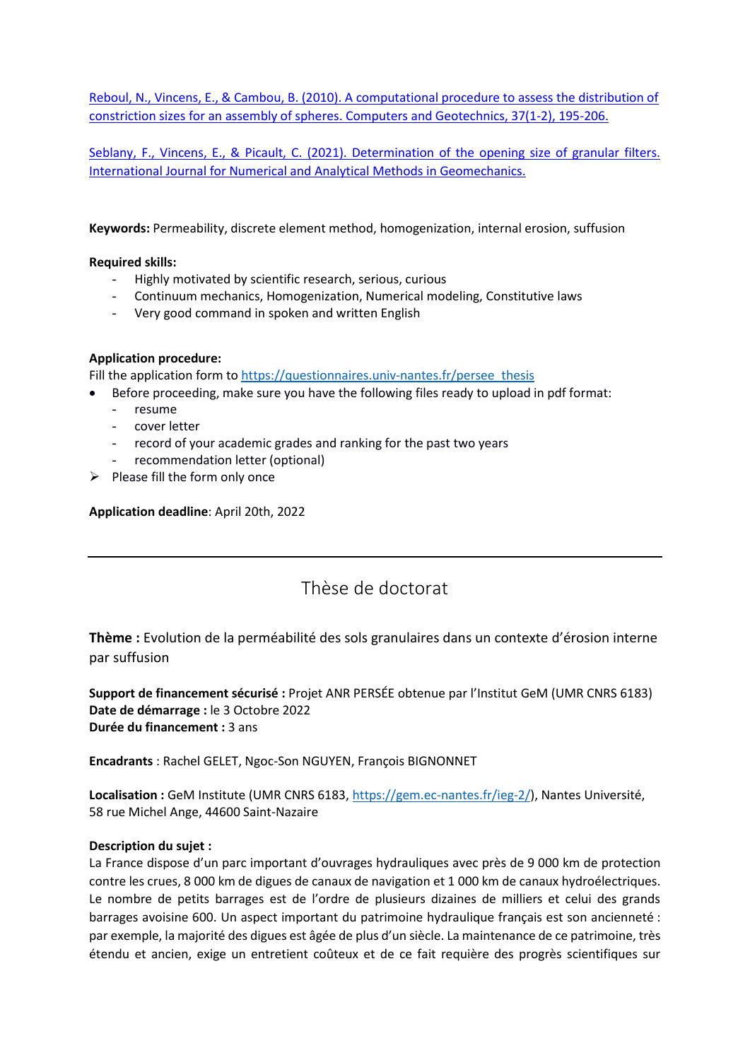[Reboul, N., Vincens, E., & Cambou, B. (2010). A computational procedure to assess the distribution of constriction sizes for an assembly of spheres. Computers and Geotechnics, 37(1-2), 195-206.]

[Seblany, F., Vincens, E., & Picault, C. (2021). Determination of the opening size of granular filters. International Journal for Numerical and Analytical Methods in Geomechanics.]

**Keywords:** Permeability, discrete element method, homogenization, internal erosion, suffusion

**Required skills:**

- Highly motivated by scientific research, serious, curious
- Continuum mechanics, Homogenization, Numerical modeling, Constitutive laws
- Very good command in spoken and written English

**Application procedure:**
Fill the application form to https://questionnaires.univ-nantes.fr/persee_thesis

- Before proceeding, make sure you have the following files ready to upload in pdf format:
  - resume
  - cover letter
  - record of your academic grades and ranking for the past two years
  - recommendation letter (optional)
- Please fill the form only once

**Application deadline**: April 20th, 2022

---

## Thèse de doctorat

**Thème :** Evolution de la perméabilité des sols granulaires dans un contexte d'érosion interne par suffusion

**Support de financement sécurisé :** Projet ANR PERSÉE obtenue par l'Institut GeM (UMR CNRS 6183)
**Date de démarrage :** le 3 Octobre 2022
**Durée du financement :** 3 ans

**Encadrants** : Rachel GELET, Ngoc-Son NGUYEN, François BIGNONNET

**Localisation :** GeM Institute (UMR CNRS 6183, https://gem.ec-nantes.fr/ieg-2/), Nantes Université, 58 rue Michel Ange, 44600 Saint-Nazaire

**Description du sujet :**
La France dispose d'un parc important d'ouvrages hydrauliques avec près de 9 000 km de protection contre les crues, 8 000 km de digues de canaux de navigation et 1 000 km de canaux hydroélectriques. Le nombre de petits barrages est de l'ordre de plusieurs dizaines de milliers et celui des grands barrages avoisine 600. Un aspect important du patrimoine hydraulique français est son ancienneté : par exemple, la majorité des digues est âgée de plus d'un siècle. La maintenance de ce patrimoine, très étendu et ancien, exige un entretien coûteux et de ce fait requière des progrès scientifiques sur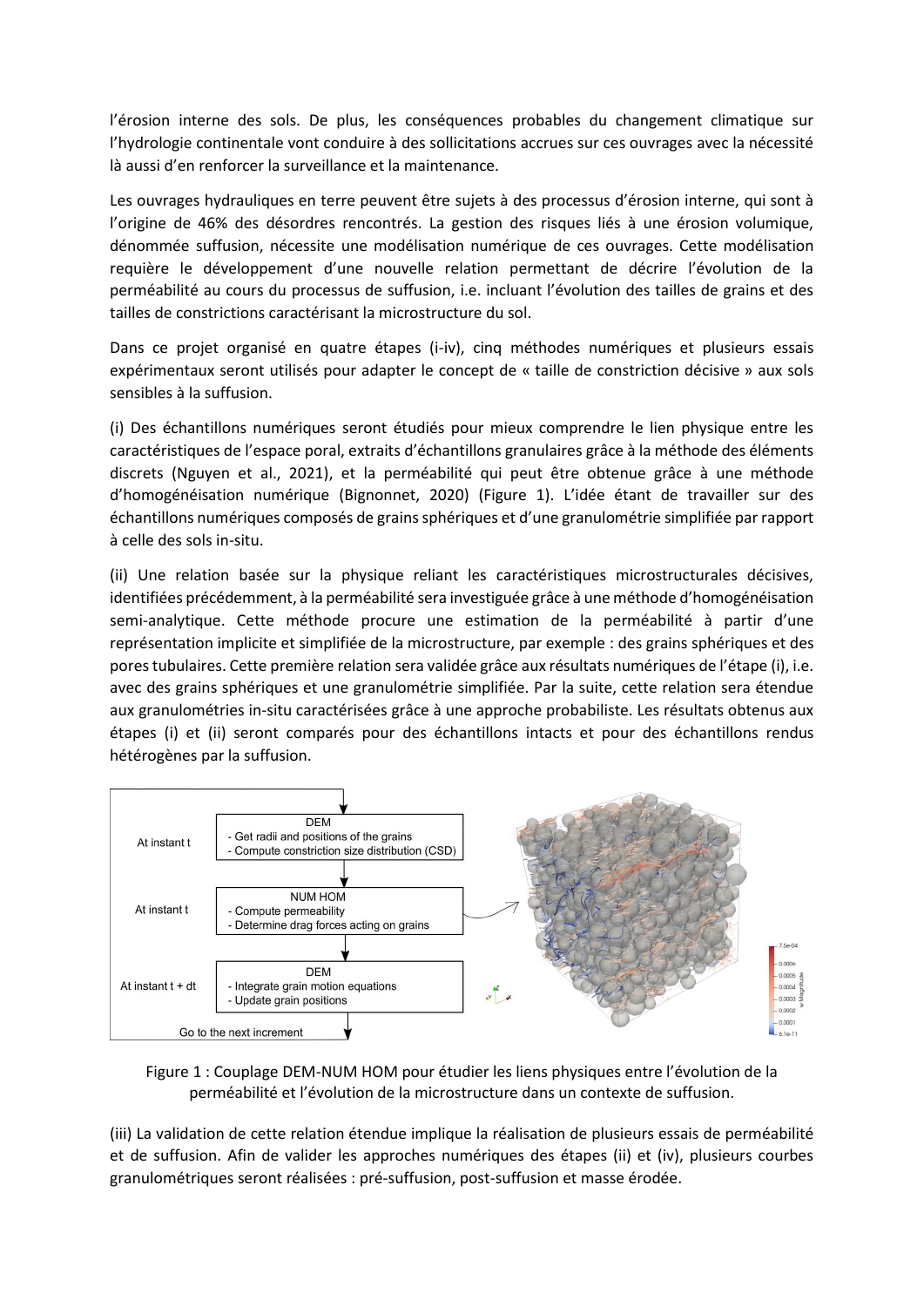l'érosion interne des sols. De plus, les conséquences probables du changement climatique sur l'hydrologie continentale vont conduire à des sollicitations accrues sur ces ouvrages avec la nécessité là aussi d'en renforcer la surveillance et la maintenance.

Les ouvrages hydrauliques en terre peuvent être sujets à des processus d'érosion interne, qui sont à l'origine de 46% des désordres rencontrés. La gestion des risques liés à une érosion volumique, dénommée suffusion, nécessite une modélisation numérique de ces ouvrages. Cette modélisation requière le développement d'une nouvelle relation permettant de décrire l'évolution de la perméabilité au cours du processus de suffusion, i.e. incluant l'évolution des tailles de grains et des tailles de constrictions caractérisant la microstructure du sol.

Dans ce projet organisé en quatre étapes (i-iv), cinq méthodes numériques et plusieurs essais expérimentaux seront utilisés pour adapter le concept de « taille de constriction décisive » aux sols sensibles à la suffusion.

(i) Des échantillons numériques seront étudiés pour mieux comprendre le lien physique entre les caractéristiques de l'espace poral, extraits d'échantillons granulaires grâce à la méthode des éléments discrets (Nguyen et al., 2021), et la perméabilité qui peut être obtenue grâce à une méthode d'homogénéisation numérique (Bignonnet, 2020) (Figure 1). L'idée étant de travailler sur des échantillons numériques composés de grains sphériques et d'une granulométrie simplifiée par rapport à celle des sols in-situ.

(ii) Une relation basée sur la physique reliant les caractéristiques microstructurales décisives, identifiées précédemment, à la perméabilité sera investiguée grâce à une méthode d'homogénéisation semi-analytique. Cette méthode procure une estimation de la perméabilité à partir d'une représentation implicite et simplifiée de la microstructure, par exemple : des grains sphériques et des pores tubulaires. Cette première relation sera validée grâce aux résultats numériques de l'étape (i), i.e. avec des grains sphériques et une granulométrie simplifiée. Par la suite, cette relation sera étendue aux granulométries in-situ caractérisées grâce à une approche probabiliste. Les résultats obtenus aux étapes (i) et (ii) seront comparés pour des échantillons intacts et pour des échantillons rendus hétérogènes par la suffusion.

Figure 1 : Couplage DEM-NUM HOM pour étudier les liens physiques entre l'évolution de la perméabilité et l'évolution de la microstructure dans un contexte de suffusion.

(iii) La validation de cette relation étendue implique la réalisation de plusieurs essais de perméabilité et de suffusion. Afin de valider les approches numériques des étapes (ii) et (iv), plusieurs courbes granulométriques seront réalisées : pré-suffusion, post-suffusion et masse érodée.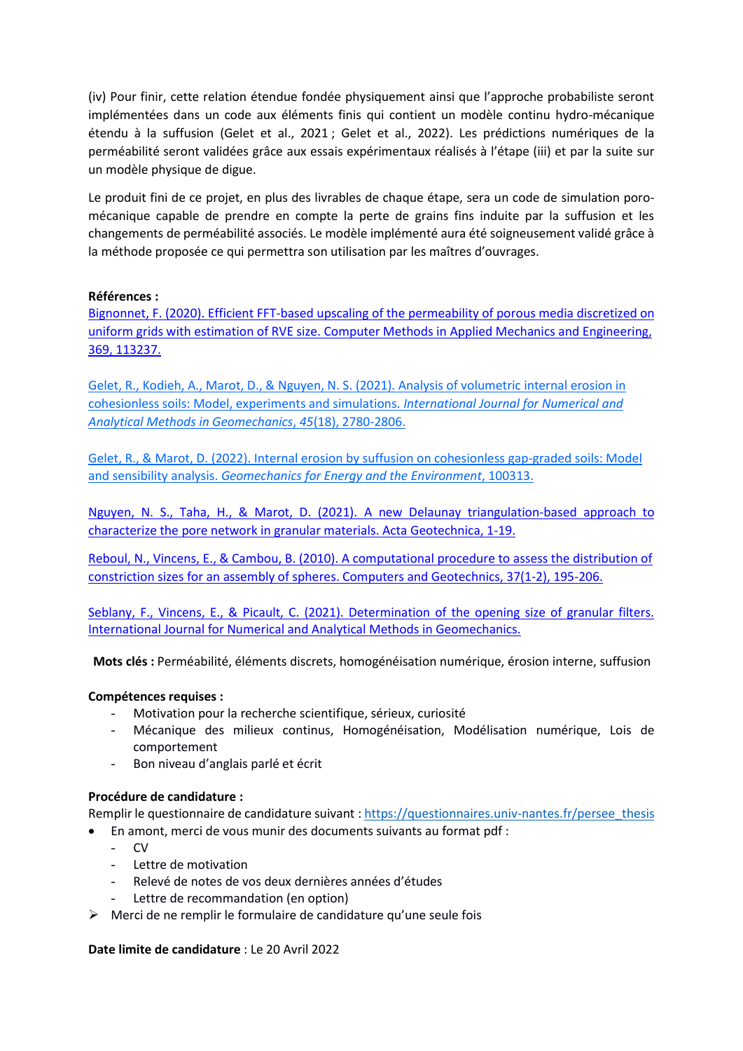(iv) Pour finir, cette relation étendue fondée physiquement ainsi que l'approche probabiliste seront implémentées dans un code aux éléments finis qui contient un modèle continu hydro-mécanique étendu à la suffusion (Gelet et al., 2021 ; Gelet et al., 2022). Les prédictions numériques de la perméabilité seront validées grâce aux essais expérimentaux réalisés à l'étape (iii) et par la suite sur un modèle physique de digue.

Le produit fini de ce projet, en plus des livrables de chaque étape, sera un code de simulation poro-mécanique capable de prendre en compte la perte de grains fins induite par la suffusion et les changements de perméabilité associés. Le modèle implémenté aura été soigneusement validé grâce à la méthode proposée ce qui permettra son utilisation par les maîtres d'ouvrages.

**Références :**

Bignonnet, F. (2020). Efficient FFT-based upscaling of the permeability of porous media discretized on uniform grids with estimation of RVE size. Computer Methods in Applied Mechanics and Engineering, 369, 113237.

Gelet, R., Kodieh, A., Marot, D., & Nguyen, N. S. (2021). Analysis of volumetric internal erosion in cohesionless soils: Model, experiments and simulations. *International Journal for Numerical and Analytical Methods in Geomechanics*, *45*(18), 2780-2806.

Gelet, R., & Marot, D. (2022). Internal erosion by suffusion on cohesionless gap-graded soils: Model and sensibility analysis. *Geomechanics for Energy and the Environment*, 100313.

Nguyen, N. S., Taha, H., & Marot, D. (2021). A new Delaunay triangulation-based approach to characterize the pore network in granular materials. Acta Geotechnica, 1-19.

Reboul, N., Vincens, E., & Cambou, B. (2010). A computational procedure to assess the distribution of constriction sizes for an assembly of spheres. Computers and Geotechnics, 37(1-2), 195-206.

Seblany, F., Vincens, E., & Picault, C. (2021). Determination of the opening size of granular filters. International Journal for Numerical and Analytical Methods in Geomechanics.

**Mots clés :** Perméabilité, éléments discrets, homogénéisation numérique, érosion interne, suffusion

**Compétences requises :**

- Motivation pour la recherche scientifique, sérieux, curiosité
- Mécanique des milieux continus, Homogénéisation, Modélisation numérique, Lois de comportement
- Bon niveau d'anglais parlé et écrit

**Procédure de candidature :**

Remplir le questionnaire de candidature suivant : https://questionnaires.univ-nantes.fr/persee_thesis

- En amont, merci de vous munir des documents suivants au format pdf :
  - CV
  - Lettre de motivation
  - Relevé de notes de vos deux dernières années d'études
  - Lettre de recommandation (en option)
- Merci de ne remplir le formulaire de candidature qu'une seule fois

**Date limite de candidature** : Le 20 Avril 2022